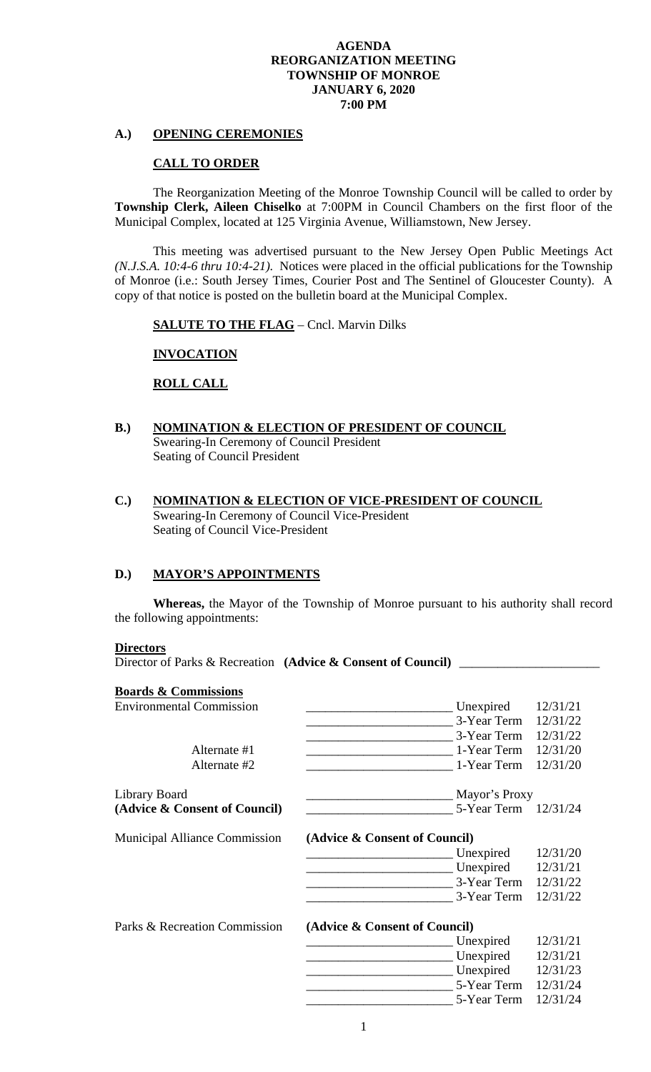**AGENDA**
**REORGANIZATION MEETING**
**TOWNSHIP OF MONROE**
**JANUARY 6, 2020**
**7:00 PM**

## A.) OPENING CEREMONIES

### CALL TO ORDER

The Reorganization Meeting of the Monroe Township Council will be called to order by **Township Clerk, Aileen Chiselko** at 7:00PM in Council Chambers on the first floor of the Municipal Complex, located at 125 Virginia Avenue, Williamstown, New Jersey.

This meeting was advertised pursuant to the New Jersey Open Public Meetings Act *(N.J.S.A. 10:4-6 thru 10:4-21).* Notices were placed in the official publications for the Township of Monroe (i.e.: South Jersey Times, Courier Post and The Sentinel of Gloucester County). A copy of that notice is posted on the bulletin board at the Municipal Complex.

**SALUTE TO THE FLAG** – Cncl. Marvin Dilks

**INVOCATION**

**ROLL CALL**

## B.) NOMINATION & ELECTION OF PRESIDENT OF COUNCIL

Swearing-In Ceremony of Council President
Seating of Council President

## C.) NOMINATION & ELECTION OF VICE-PRESIDENT OF COUNCIL

Swearing-In Ceremony of Council Vice-President
Seating of Council Vice-President

## D.) MAYOR'S APPOINTMENTS

**Whereas,** the Mayor of the Township of Monroe pursuant to his authority shall record the following appointments:

**Directors**

Director of Parks & Recreation **(Advice & Consent of Council)** ______________________

**Boards & Commissions**

| | | | |
|---|---|---|---|
| Environmental Commission | _______________________ | Unexpired | 12/31/21 |
| | _______________________ | 3-Year Term | 12/31/22 |
| | _______________________ | 3-Year Term | 12/31/22 |
| Alternate #1 | _______________________ | 1-Year Term | 12/31/20 |
| Alternate #2 | _______________________ | 1-Year Term | 12/31/20 |
| Library Board | _______________________ | Mayor's Proxy | |
| **(Advice & Consent of Council)** | _______________________ | 5-Year Term | 12/31/24 |
| Municipal Alliance Commission | **(Advice & Consent of Council)** | | |
| | _______________________ | Unexpired | 12/31/20 |
| | _______________________ | Unexpired | 12/31/21 |
| | _______________________ | 3-Year Term | 12/31/22 |
| | _______________________ | 3-Year Term | 12/31/22 |
| Parks & Recreation Commission | **(Advice & Consent of Council)** | | |
| | _______________________ | Unexpired | 12/31/21 |
| | _______________________ | Unexpired | 12/31/21 |
| | _______________________ | Unexpired | 12/31/23 |
| | _______________________ | 5-Year Term | 12/31/24 |
| | _______________________ | 5-Year Term | 12/31/24 |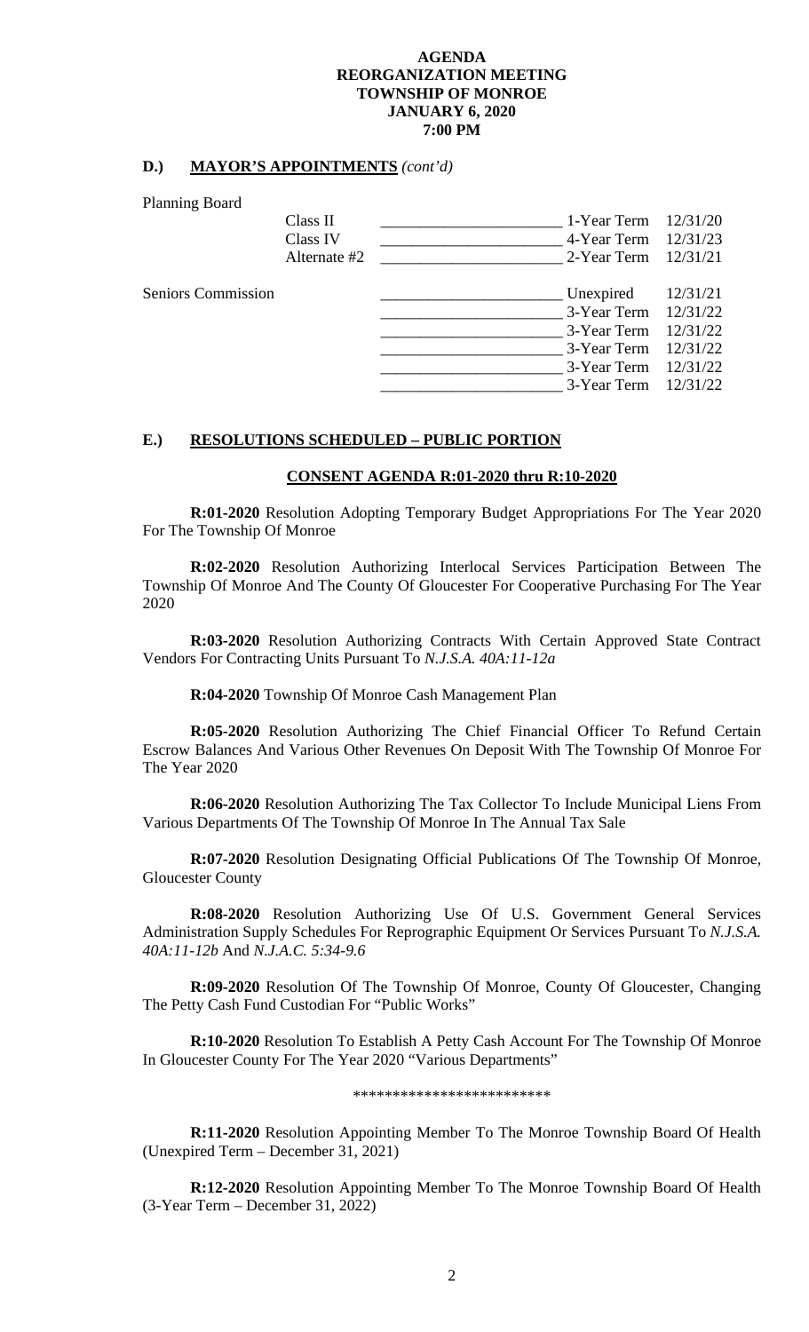**AGENDA**
**REORGANIZATION MEETING**
**TOWNSHIP OF MONROE**
**JANUARY 6, 2020**
**7:00 PM**

## D.) **MAYOR'S APPOINTMENTS** *(cont'd)*

| | | | | |
|---|---|---|---|---|
| Planning Board | | | | |
| | Class II | ______________________ | 1-Year Term | 12/31/20 |
| | Class IV | ______________________ | 4-Year Term | 12/31/23 |
| | Alternate #2 | ______________________ | 2-Year Term | 12/31/21 |
| Seniors Commission | | ______________________ | Unexpired | 12/31/21 |
| | | ______________________ | 3-Year Term | 12/31/22 |
| | | ______________________ | 3-Year Term | 12/31/22 |
| | | ______________________ | 3-Year Term | 12/31/22 |
| | | ______________________ | 3-Year Term | 12/31/22 |
| | | ______________________ | 3-Year Term | 12/31/22 |

## E.) **RESOLUTIONS SCHEDULED – PUBLIC PORTION**

**CONSENT AGENDA R:01-2020 thru R:10-2020**

**R:01-2020** Resolution Adopting Temporary Budget Appropriations For The Year 2020 For The Township Of Monroe

**R:02-2020** Resolution Authorizing Interlocal Services Participation Between The Township Of Monroe And The County Of Gloucester For Cooperative Purchasing For The Year 2020

**R:03-2020** Resolution Authorizing Contracts With Certain Approved State Contract Vendors For Contracting Units Pursuant To *N.J.S.A. 40A:11-12a*

**R:04-2020** Township Of Monroe Cash Management Plan

**R:05-2020** Resolution Authorizing The Chief Financial Officer To Refund Certain Escrow Balances And Various Other Revenues On Deposit With The Township Of Monroe For The Year 2020

**R:06-2020** Resolution Authorizing The Tax Collector To Include Municipal Liens From Various Departments Of The Township Of Monroe In The Annual Tax Sale

**R:07-2020** Resolution Designating Official Publications Of The Township Of Monroe, Gloucester County

**R:08-2020** Resolution Authorizing Use Of U.S. Government General Services Administration Supply Schedules For Reprographic Equipment Or Services Pursuant To *N.J.S.A. 40A:11-12b* And *N.J.A.C. 5:34-9.6*

**R:09-2020** Resolution Of The Township Of Monroe, County Of Gloucester, Changing The Petty Cash Fund Custodian For "Public Works"

**R:10-2020** Resolution To Establish A Petty Cash Account For The Township Of Monroe In Gloucester County For The Year 2020 "Various Departments"

*************************

**R:11-2020** Resolution Appointing Member To The Monroe Township Board Of Health (Unexpired Term – December 31, 2021)

**R:12-2020** Resolution Appointing Member To The Monroe Township Board Of Health (3-Year Term – December 31, 2022)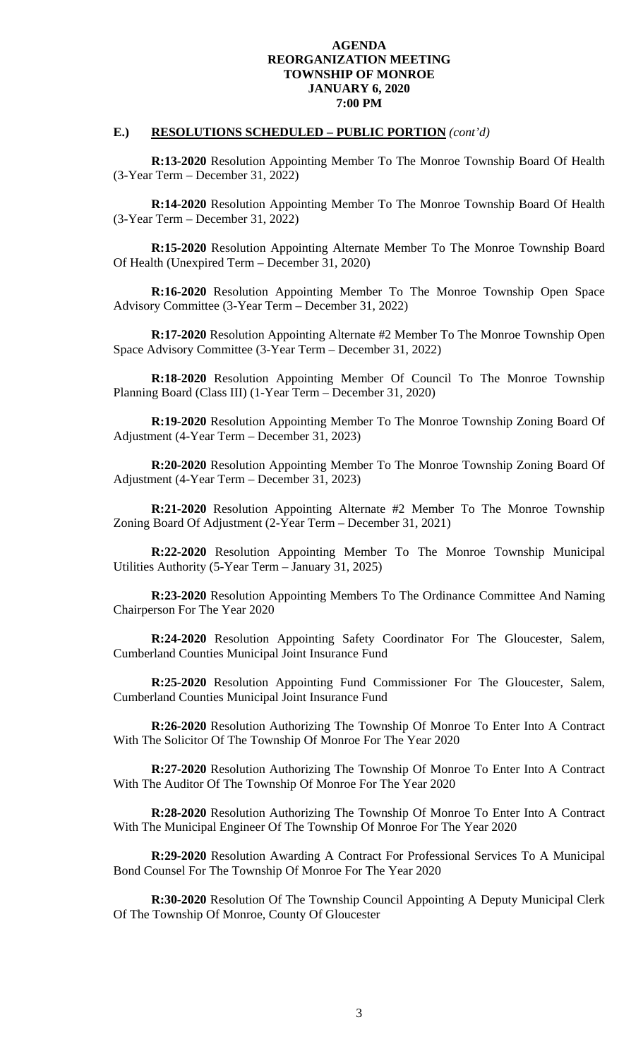**AGENDA**
**REORGANIZATION MEETING**
**TOWNSHIP OF MONROE**
**JANUARY 6, 2020**
**7:00 PM**

## E.) RESOLUTIONS SCHEDULED – PUBLIC PORTION *(cont'd)*

**R:13-2020** Resolution Appointing Member To The Monroe Township Board Of Health (3-Year Term – December 31, 2022)

**R:14-2020** Resolution Appointing Member To The Monroe Township Board Of Health (3-Year Term – December 31, 2022)

**R:15-2020** Resolution Appointing Alternate Member To The Monroe Township Board Of Health (Unexpired Term – December 31, 2020)

**R:16-2020** Resolution Appointing Member To The Monroe Township Open Space Advisory Committee (3-Year Term – December 31, 2022)

**R:17-2020** Resolution Appointing Alternate #2 Member To The Monroe Township Open Space Advisory Committee (3-Year Term – December 31, 2022)

**R:18-2020** Resolution Appointing Member Of Council To The Monroe Township Planning Board (Class III) (1-Year Term – December 31, 2020)

**R:19-2020** Resolution Appointing Member To The Monroe Township Zoning Board Of Adjustment (4-Year Term – December 31, 2023)

**R:20-2020** Resolution Appointing Member To The Monroe Township Zoning Board Of Adjustment (4-Year Term – December 31, 2023)

**R:21-2020** Resolution Appointing Alternate #2 Member To The Monroe Township Zoning Board Of Adjustment (2-Year Term – December 31, 2021)

**R:22-2020** Resolution Appointing Member To The Monroe Township Municipal Utilities Authority (5-Year Term – January 31, 2025)

**R:23-2020** Resolution Appointing Members To The Ordinance Committee And Naming Chairperson For The Year 2020

**R:24-2020** Resolution Appointing Safety Coordinator For The Gloucester, Salem, Cumberland Counties Municipal Joint Insurance Fund

**R:25-2020** Resolution Appointing Fund Commissioner For The Gloucester, Salem, Cumberland Counties Municipal Joint Insurance Fund

**R:26-2020** Resolution Authorizing The Township Of Monroe To Enter Into A Contract With The Solicitor Of The Township Of Monroe For The Year 2020

**R:27-2020** Resolution Authorizing The Township Of Monroe To Enter Into A Contract With The Auditor Of The Township Of Monroe For The Year 2020

**R:28-2020** Resolution Authorizing The Township Of Monroe To Enter Into A Contract With The Municipal Engineer Of The Township Of Monroe For The Year 2020

**R:29-2020** Resolution Awarding A Contract For Professional Services To A Municipal Bond Counsel For The Township Of Monroe For The Year 2020

**R:30-2020** Resolution Of The Township Council Appointing A Deputy Municipal Clerk Of The Township Of Monroe, County Of Gloucester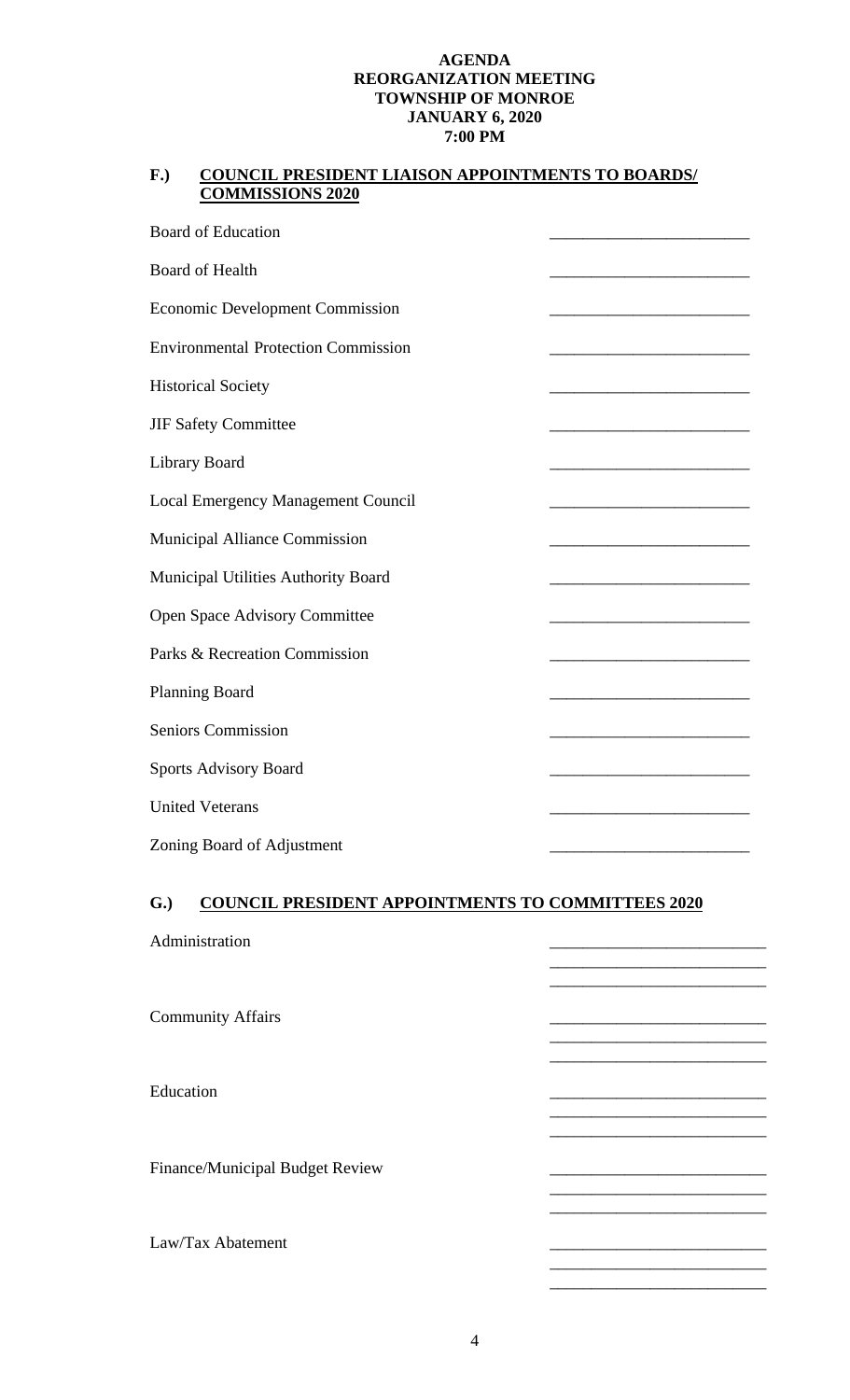**AGENDA**
**REORGANIZATION MEETING**
**TOWNSHIP OF MONROE**
**JANUARY 6, 2020**
**7:00 PM**

## F.) COUNCIL PRESIDENT LIAISON APPOINTMENTS TO BOARDS/ COMMISSIONS 2020

Board of Education ________________________

Board of Health ________________________

Economic Development Commission ________________________

Environmental Protection Commission ________________________

Historical Society ________________________

JIF Safety Committee ________________________

Library Board ________________________

Local Emergency Management Council ________________________

Municipal Alliance Commission ________________________

Municipal Utilities Authority Board ________________________

Open Space Advisory Committee ________________________

Parks & Recreation Commission ________________________

Planning Board ________________________

Seniors Commission ________________________

Sports Advisory Board ________________________

United Veterans ________________________

Zoning Board of Adjustment ________________________

## G.) COUNCIL PRESIDENT APPOINTMENTS TO COMMITTEES 2020

Administration ________________________
________________________
________________________

Community Affairs ________________________
________________________
________________________

Education ________________________
________________________
________________________

Finance/Municipal Budget Review ________________________
________________________
________________________

Law/Tax Abatement ________________________
________________________
________________________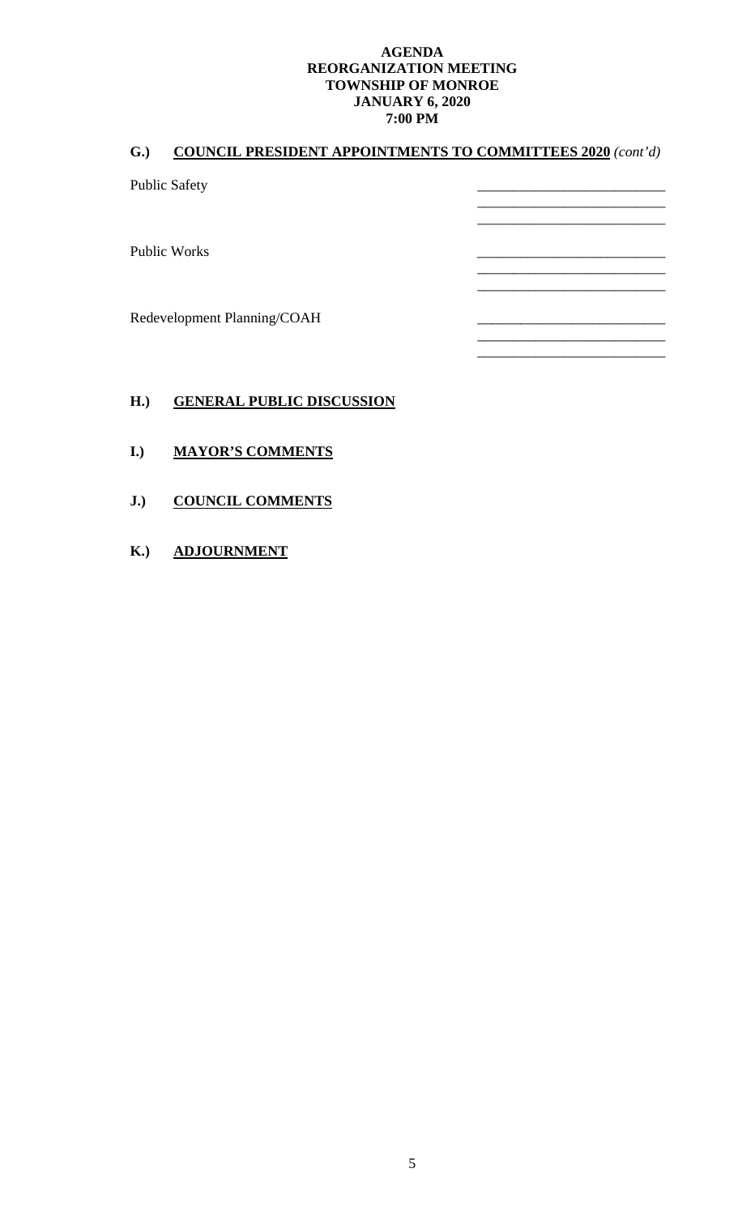**AGENDA**
**REORGANIZATION MEETING**
**TOWNSHIP OF MONROE**
**JANUARY 6, 2020**
**7:00 PM**

## G.) COUNCIL PRESIDENT APPOINTMENTS TO COMMITTEES 2020 *(cont'd)*

Public Safety
__________________________
__________________________
__________________________

Public Works
__________________________
__________________________
__________________________

Redevelopment Planning/COAH
__________________________
__________________________
__________________________

## H.) GENERAL PUBLIC DISCUSSION

## I.) MAYOR'S COMMENTS

## J.) COUNCIL COMMENTS

## K.) ADJOURNMENT